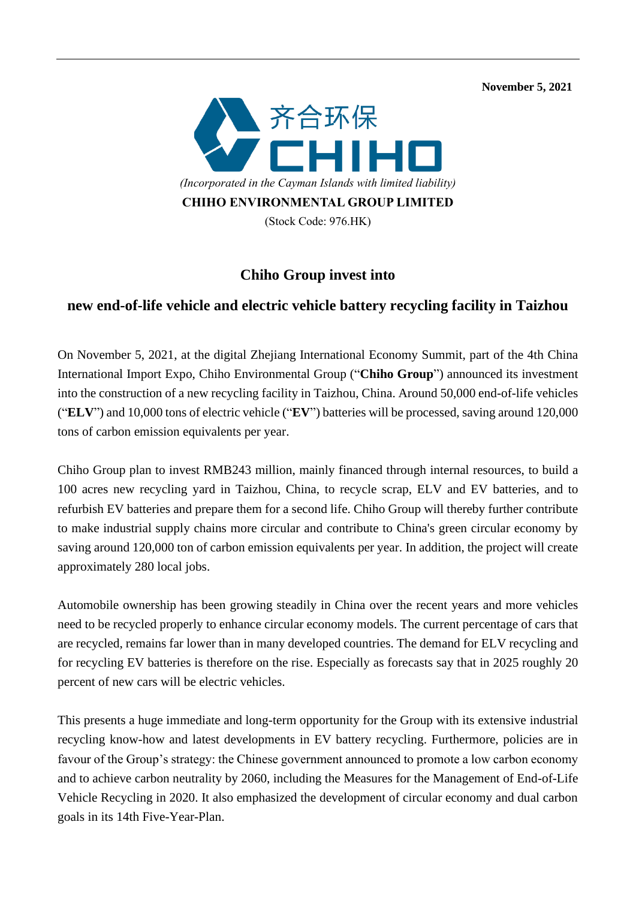November 5, 2021

齐合环保
CHIHO

*(Incorporated in the Cayman Islands with limited liability)*

**CHIHO ENVIRONMENTAL GROUP LIMITED**

(Stock Code: 976.HK)

# Chiho Group invest into new end-of-life vehicle and electric vehicle battery recycling facility in Taizhou

On November 5, 2021, at the digital Zhejiang International Economy Summit, part of the 4th China International Import Expo, Chiho Environmental Group ("**Chiho Group**") announced its investment into the construction of a new recycling facility in Taizhou, China. Around 50,000 end-of-life vehicles ("**ELV**") and 10,000 tons of electric vehicle ("**EV**") batteries will be processed, saving around 120,000 tons of carbon emission equivalents per year.

Chiho Group plan to invest RMB243 million, mainly financed through internal resources, to build a 100 acres new recycling yard in Taizhou, China, to recycle scrap, ELV and EV batteries, and to refurbish EV batteries and prepare them for a second life. Chiho Group will thereby further contribute to make industrial supply chains more circular and contribute to China's green circular economy by saving around 120,000 ton of carbon emission equivalents per year. In addition, the project will create approximately 280 local jobs.

Automobile ownership has been growing steadily in China over the recent years and more vehicles need to be recycled properly to enhance circular economy models. The current percentage of cars that are recycled, remains far lower than in many developed countries. The demand for ELV recycling and for recycling EV batteries is therefore on the rise. Especially as forecasts say that in 2025 roughly 20 percent of new cars will be electric vehicles.

This presents a huge immediate and long-term opportunity for the Group with its extensive industrial recycling know-how and latest developments in EV battery recycling. Furthermore, policies are in favour of the Group's strategy: the Chinese government announced to promote a low carbon economy and to achieve carbon neutrality by 2060, including the Measures for the Management of End-of-Life Vehicle Recycling in 2020. It also emphasized the development of circular economy and dual carbon goals in its 14th Five-Year-Plan.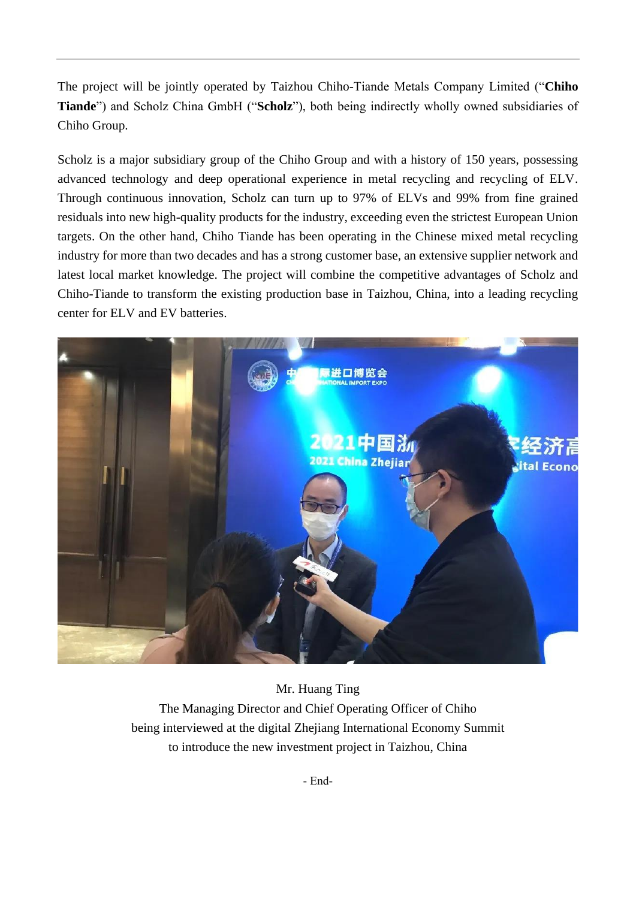The project will be jointly operated by Taizhou Chiho-Tiande Metals Company Limited ("**Chiho Tiande**") and Scholz China GmbH ("**Scholz**"), both being indirectly wholly owned subsidiaries of Chiho Group.

Scholz is a major subsidiary group of the Chiho Group and with a history of 150 years, possessing advanced technology and deep operational experience in metal recycling and recycling of ELV. Through continuous innovation, Scholz can turn up to 97% of ELVs and 99% from fine grained residuals into new high-quality products for the industry, exceeding even the strictest European Union targets. On the other hand, Chiho Tiande has been operating in the Chinese mixed metal recycling industry for more than two decades and has a strong customer base, an extensive supplier network and latest local market knowledge. The project will combine the competitive advantages of Scholz and Chiho-Tiande to transform the existing production base in Taizhou, China, into a leading recycling center for ELV and EV batteries.

Mr. Huang Ting
The Managing Director and Chief Operating Officer of Chiho
being interviewed at the digital Zhejiang International Economy Summit
to introduce the new investment project in Taizhou, China

- End-